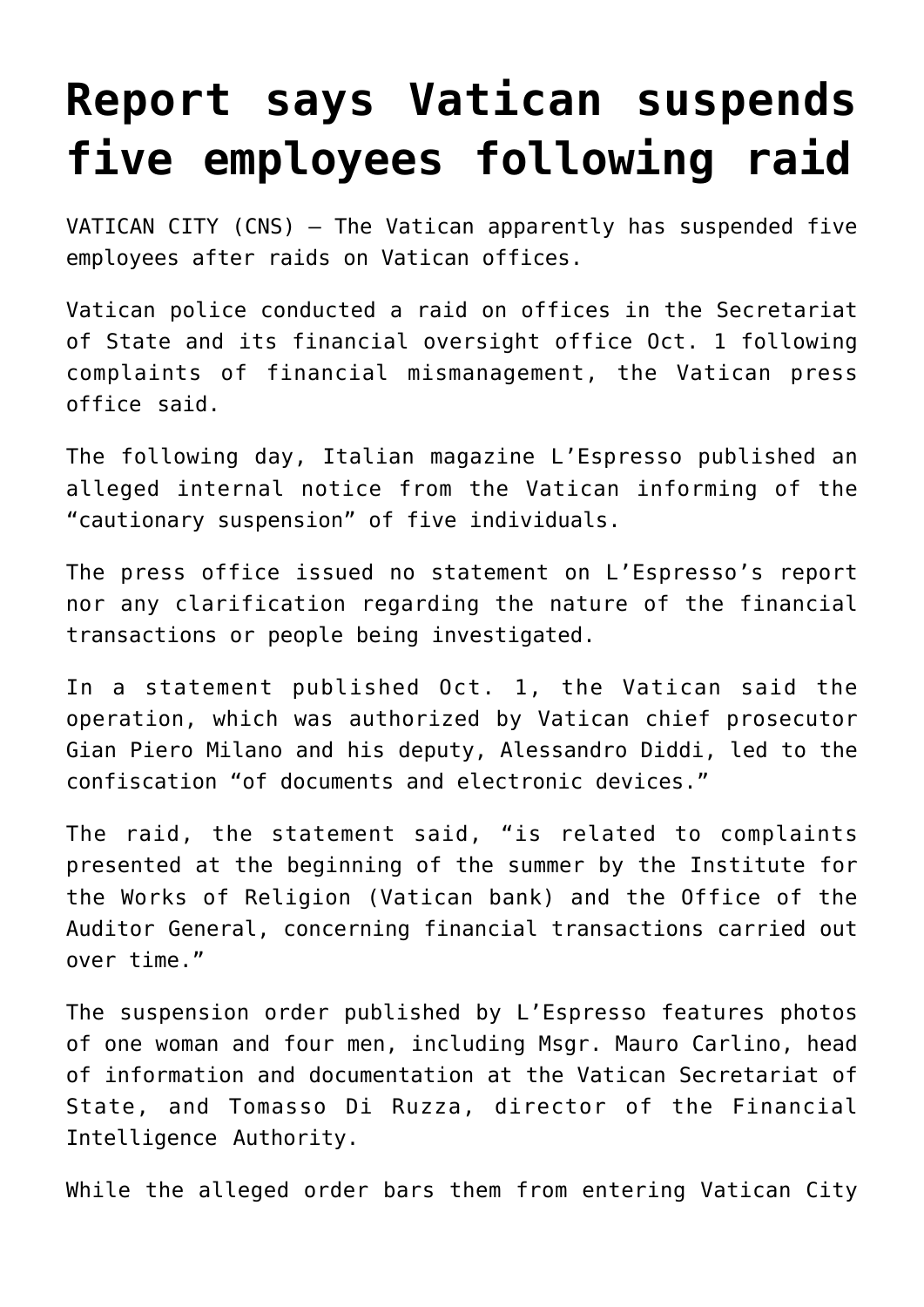# Report says Vatican suspends five employees following raid

VATICAN CITY (CNS) — The Vatican apparently has suspended five employees after raids on Vatican offices.

Vatican police conducted a raid on offices in the Secretariat of State and its financial oversight office Oct. 1 following complaints of financial mismanagement, the Vatican press office said.

The following day, Italian magazine L'Espresso published an alleged internal notice from the Vatican informing of the "cautionary suspension" of five individuals.

The press office issued no statement on L'Espresso's report nor any clarification regarding the nature of the financial transactions or people being investigated.

In a statement published Oct. 1, the Vatican said the operation, which was authorized by Vatican chief prosecutor Gian Piero Milano and his deputy, Alessandro Diddi, led to the confiscation "of documents and electronic devices."

The raid, the statement said, "is related to complaints presented at the beginning of the summer by the Institute for the Works of Religion (Vatican bank) and the Office of the Auditor General, concerning financial transactions carried out over time."

The suspension order published by L'Espresso features photos of one woman and four men, including Msgr. Mauro Carlino, head of information and documentation at the Vatican Secretariat of State, and Tomasso Di Ruzza, director of the Financial Intelligence Authority.

While the alleged order bars them from entering Vatican City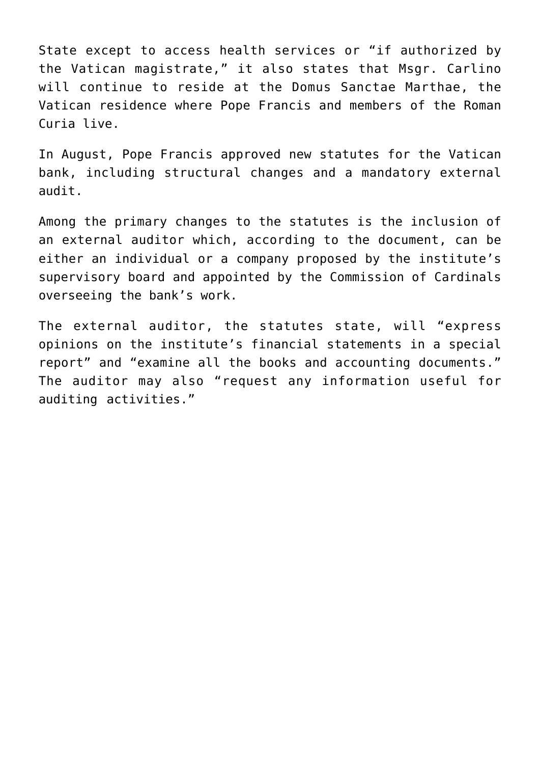State except to access health services or "if authorized by the Vatican magistrate," it also states that Msgr. Carlino will continue to reside at the Domus Sanctae Marthae, the Vatican residence where Pope Francis and members of the Roman Curia live.

In August, Pope Francis approved new statutes for the Vatican bank, including structural changes and a mandatory external audit.

Among the primary changes to the statutes is the inclusion of an external auditor which, according to the document, can be either an individual or a company proposed by the institute's supervisory board and appointed by the Commission of Cardinals overseeing the bank's work.

The external auditor, the statutes state, will "express opinions on the institute's financial statements in a special report" and "examine all the books and accounting documents." The auditor may also "request any information useful for auditing activities."